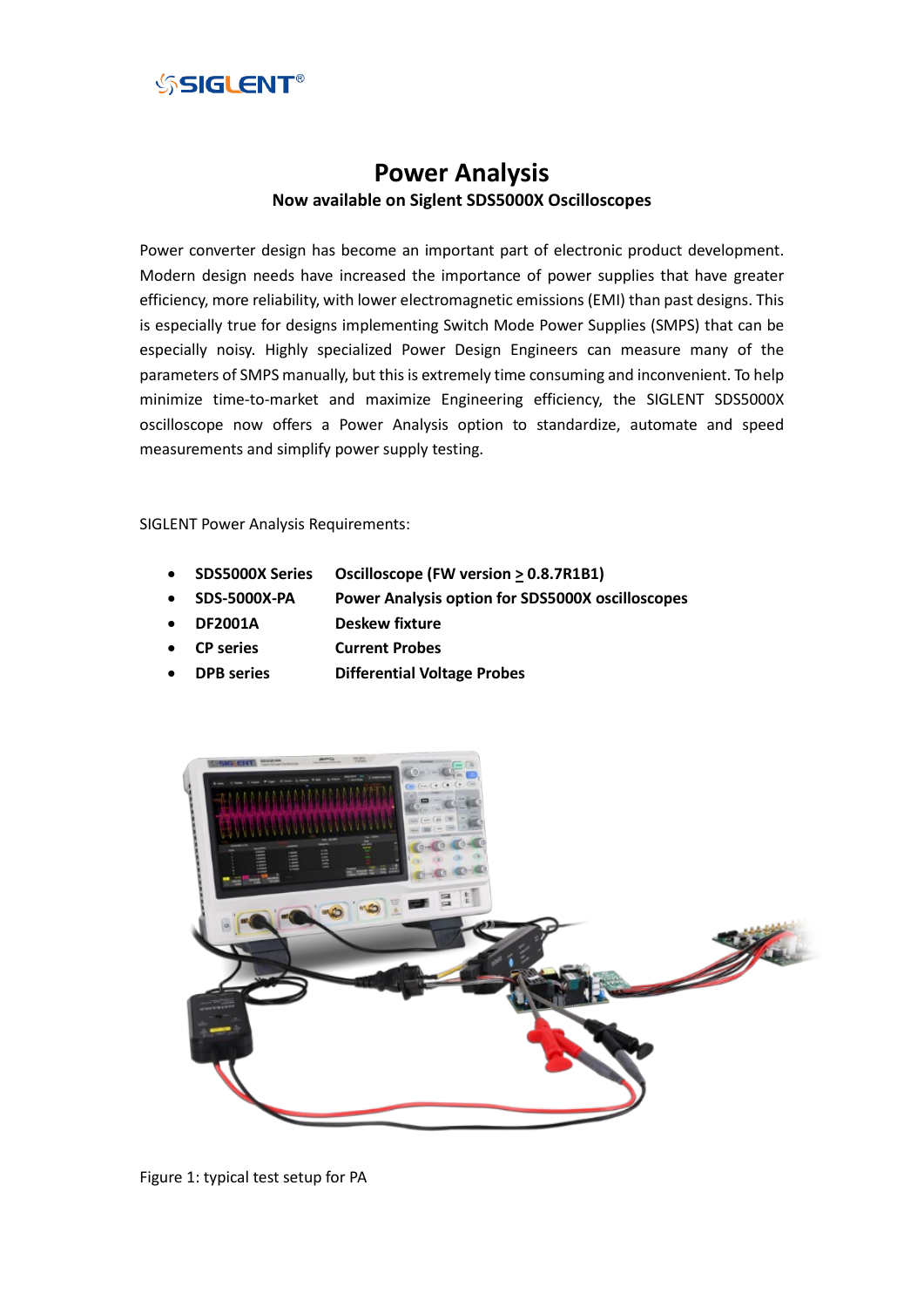# Power Analysis

**Now available on Siglent SDS5000X Oscilloscopes**

Power converter design has become an important part of electronic product development. Modern design needs have increased the importance of power supplies that have greater efficiency, more reliability, with lower electromagnetic emissions (EMI) than past designs. This is especially true for designs implementing Switch Mode Power Supplies (SMPS) that can be especially noisy. Highly specialized Power Design Engineers can measure many of the parameters of SMPS manually, but this is extremely time consuming and inconvenient. To help minimize time-to-market and maximize Engineering efficiency, the SIGLENT SDS5000X oscilloscope now offers a Power Analysis option to standardize, automate and speed measurements and simplify power supply testing.

SIGLENT Power Analysis Requirements:

- **SDS5000X Series** **Oscilloscope (FW version ≥ 0.8.7R1B1)**
- **SDS-5000X-PA** **Power Analysis option for SDS5000X oscilloscopes**
- **DF2001A** **Deskew fixture**
- **CP series** **Current Probes**
- **DPB series** **Differential Voltage Probes**

Figure 1: typical test setup for PA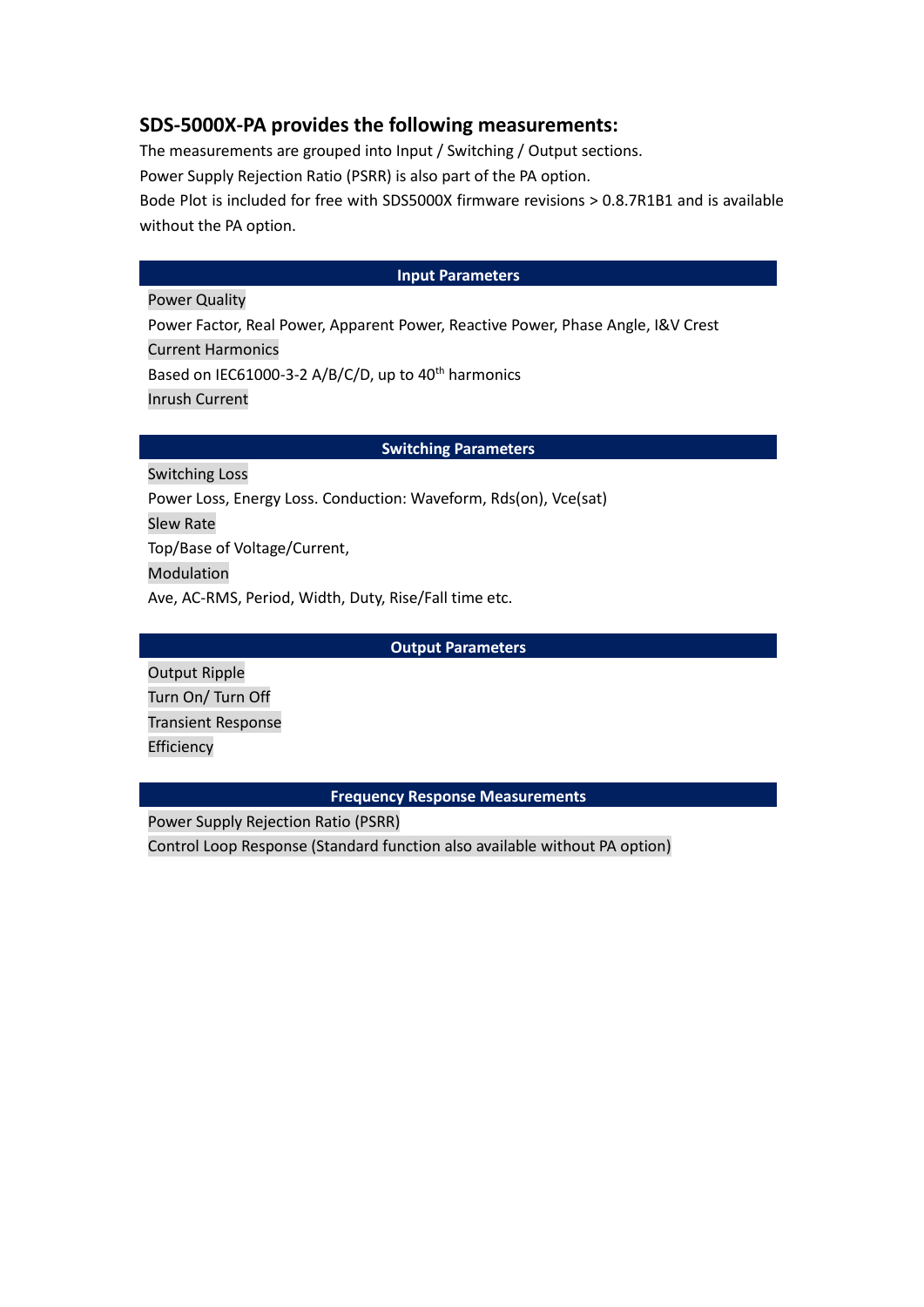## SDS-5000X-PA provides the following measurements:

The measurements are grouped into Input / Switching / Output sections.
Power Supply Rejection Ratio (PSRR) is also part of the PA option.
Bode Plot is included for free with SDS5000X firmware revisions > 0.8.7R1B1 and is available without the PA option.

### Input Parameters

**Power Quality**

Power Factor, Real Power, Apparent Power, Reactive Power, Phase Angle, I&V Crest

**Current Harmonics**

Based on IEC61000-3-2 A/B/C/D, up to 40th harmonics

**Inrush Current**

### Switching Parameters

**Switching Loss**

Power Loss, Energy Loss. Conduction: Waveform, Rds(on), Vce(sat)

**Slew Rate**

Top/Base of Voltage/Current,

**Modulation**

Ave, AC-RMS, Period, Width, Duty, Rise/Fall time etc.

### Output Parameters

**Output Ripple**

**Turn On/ Turn Off**

**Transient Response**

**Efficiency**

### Frequency Response Measurements

**Power Supply Rejection Ratio (PSRR)**

**Control Loop Response (Standard function also available without PA option)**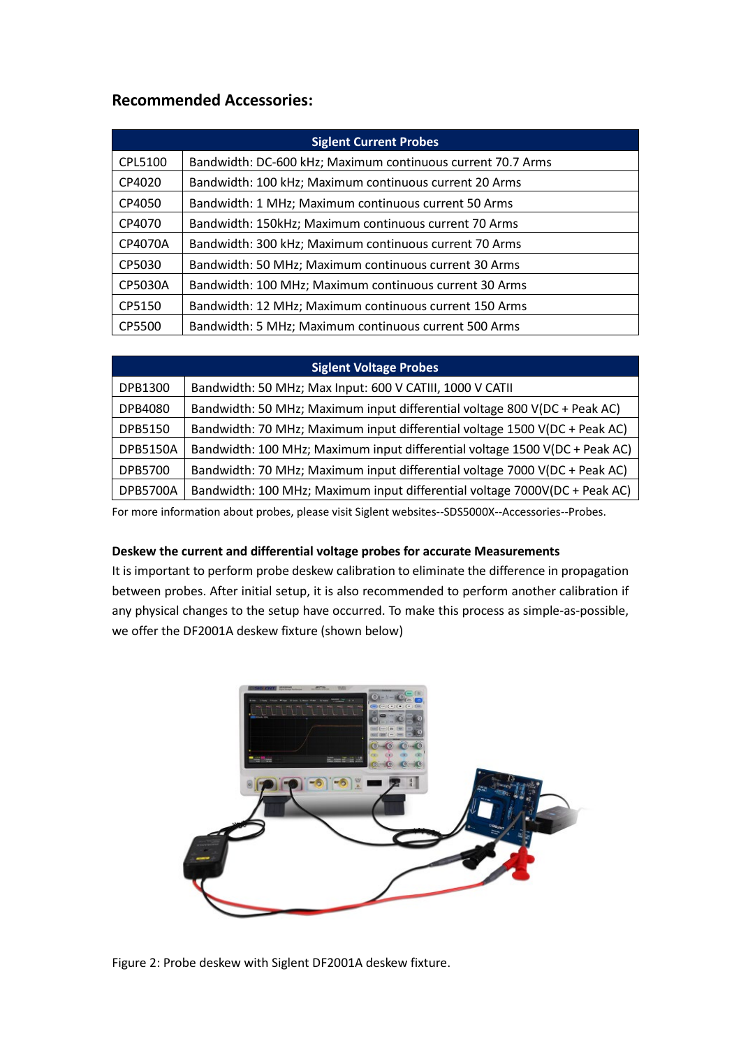## Recommended Accessories:

| Siglent Current Probes | |
|---|---|
| CPL5100 | Bandwidth: DC-600 kHz; Maximum continuous current 70.7 Arms |
| CP4020 | Bandwidth: 100 kHz; Maximum continuous current 20 Arms |
| CP4050 | Bandwidth: 1 MHz; Maximum continuous current 50 Arms |
| CP4070 | Bandwidth: 150kHz; Maximum continuous current 70 Arms |
| CP4070A | Bandwidth: 300 kHz; Maximum continuous current 70 Arms |
| CP5030 | Bandwidth: 50 MHz; Maximum continuous current 30 Arms |
| CP5030A | Bandwidth: 100 MHz; Maximum continuous current 30 Arms |
| CP5150 | Bandwidth: 12 MHz; Maximum continuous current 150 Arms |
| CP5500 | Bandwidth: 5 MHz; Maximum continuous current 500 Arms |

| Siglent Voltage Probes | |
|---|---|
| DPB1300 | Bandwidth: 50 MHz; Max Input: 600 V CATIII, 1000 V CATII |
| DPB4080 | Bandwidth: 50 MHz; Maximum input differential voltage 800 V(DC + Peak AC) |
| DPB5150 | Bandwidth: 70 MHz; Maximum input differential voltage 1500 V(DC + Peak AC) |
| DPB5150A | Bandwidth: 100 MHz; Maximum input differential voltage 1500 V(DC + Peak AC) |
| DPB5700 | Bandwidth: 70 MHz; Maximum input differential voltage 7000 V(DC + Peak AC) |
| DPB5700A | Bandwidth: 100 MHz; Maximum input differential voltage 7000V(DC + Peak AC) |

For more information about probes, please visit Siglent websites--SDS5000X--Accessories--Probes.

**Deskew the current and differential voltage probes for accurate Measurements**

It is important to perform probe deskew calibration to eliminate the difference in propagation between probes. After initial setup, it is also recommended to perform another calibration if any physical changes to the setup have occurred. To make this process as simple-as-possible, we offer the DF2001A deskew fixture (shown below)

Figure 2: Probe deskew with Siglent DF2001A deskew fixture.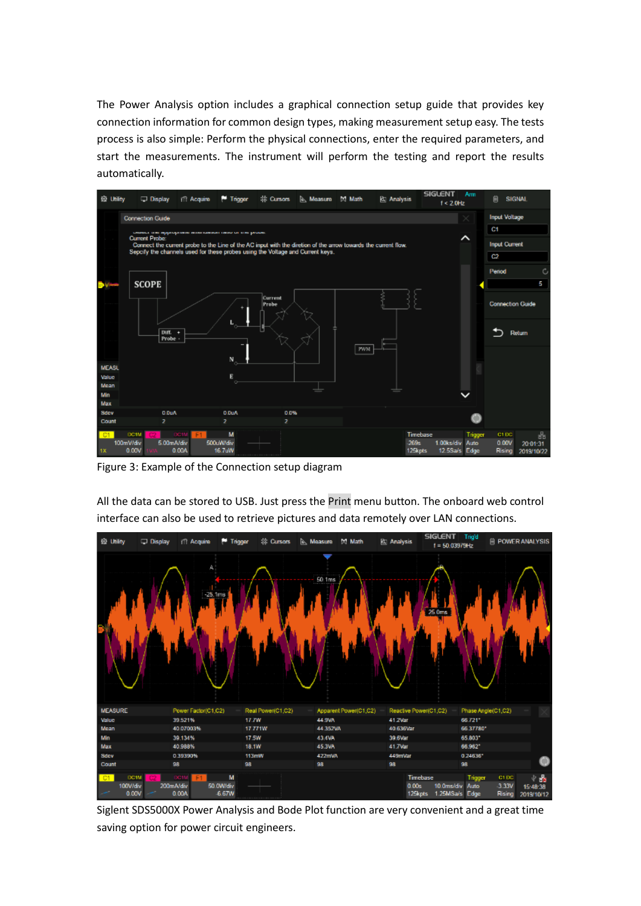The Power Analysis option includes a graphical connection setup guide that provides key connection information for common design types, making measurement setup easy. The tests process is also simple: Perform the physical connections, enter the required parameters, and start the measurements. The instrument will perform the testing and report the results automatically.

Figure 3: Example of the Connection setup diagram

All the data can be stored to USB. Just press the Print menu button. The onboard web control interface can also be used to retrieve pictures and data remotely over LAN connections.

Siglent SDS5000X Power Analysis and Bode Plot function are very convenient and a great time saving option for power circuit engineers.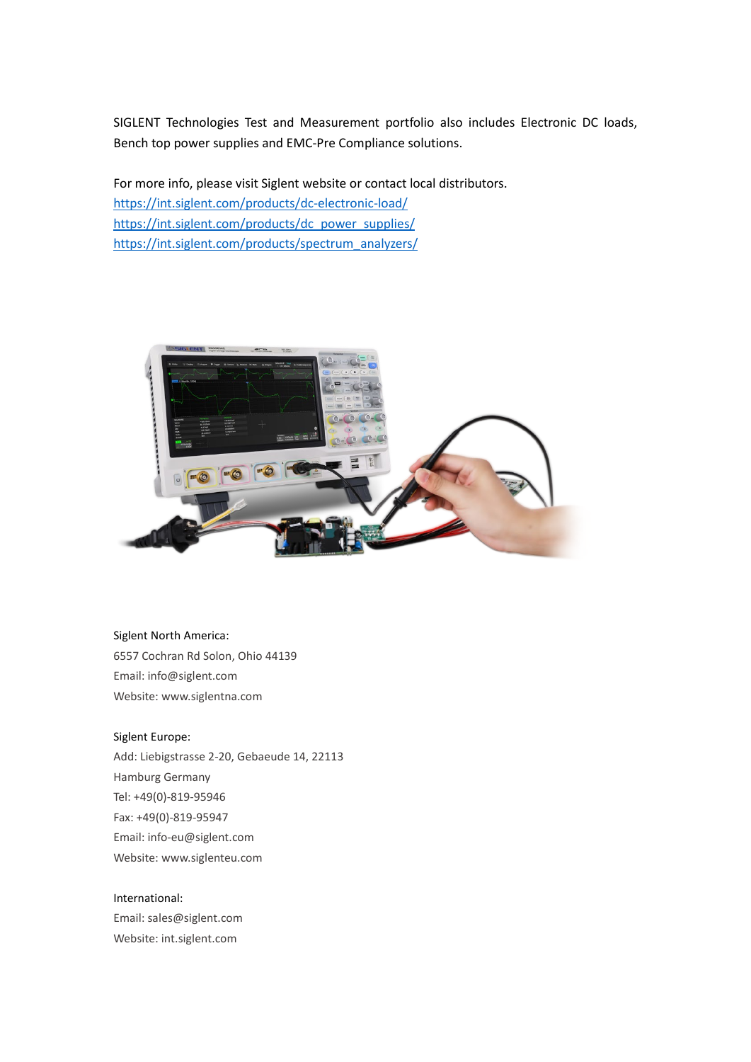SIGLENT Technologies Test and Measurement portfolio also includes Electronic DC loads, Bench top power supplies and EMC-Pre Compliance solutions.

For more info, please visit Siglent website or contact local distributors.
https://int.siglent.com/products/dc-electronic-load/
https://int.siglent.com/products/dc_power_supplies/
https://int.siglent.com/products/spectrum_analyzers/

Siglent North America:
6557 Cochran Rd Solon, Ohio 44139
Email: info@siglent.com
Website: www.siglentna.com

Siglent Europe:
Add: Liebigstrasse 2-20, Gebaeude 14, 22113
Hamburg Germany
Tel: +49(0)-819-95946
Fax: +49(0)-819-95947
Email: info-eu@siglent.com
Website: www.siglenteu.com

International:
Email: sales@siglent.com
Website: int.siglent.com